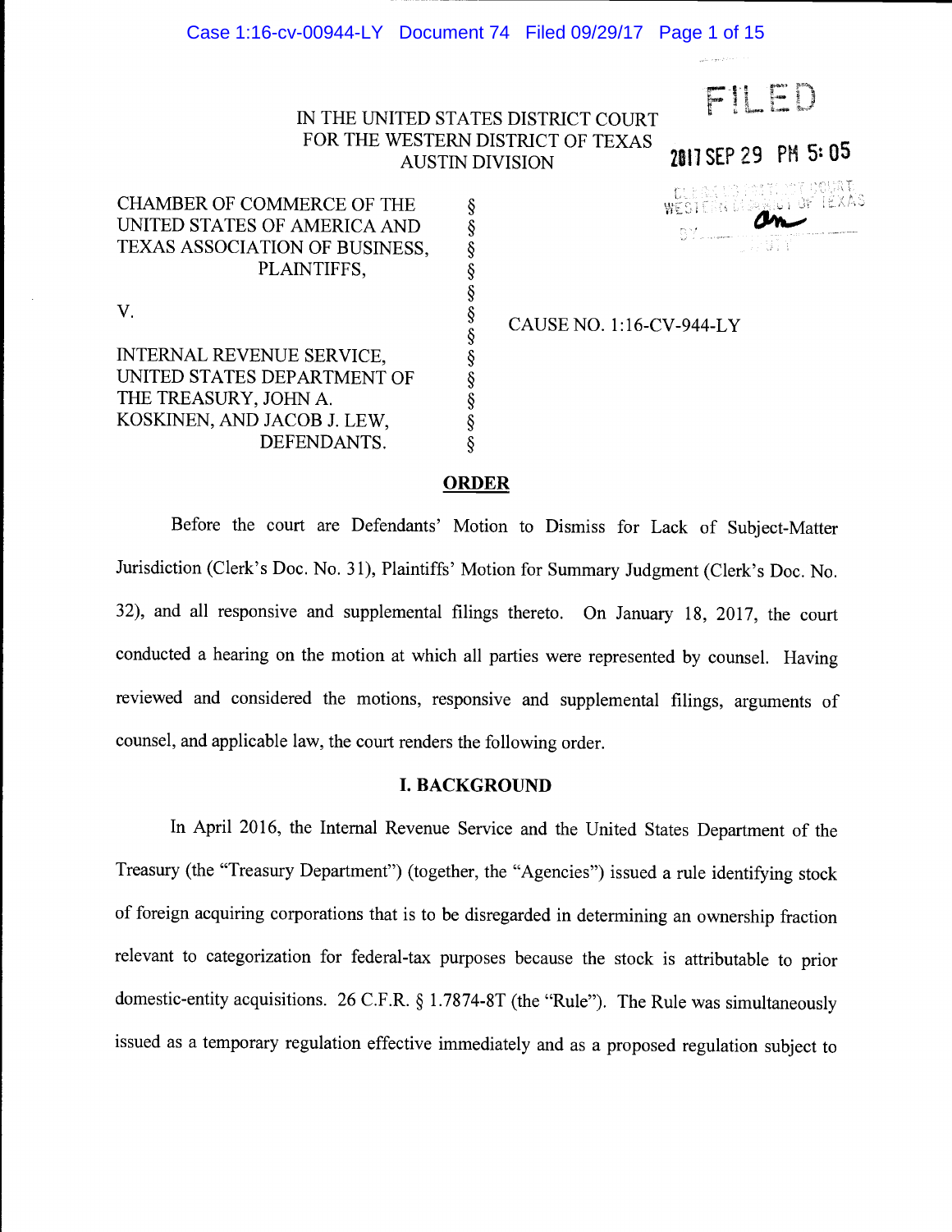IN THE UNITED STATES DISTRICT COURT
FOR THE WESTERN DISTRICT OF TEXAS
AUSTIN DIVISION

FILED
2017 SEP 29 PM 5:05

| | | |
|---|---|---|
| CHAMBER OF COMMERCE OF THE UNITED STATES OF AMERICA AND TEXAS ASSOCIATION OF BUSINESS, PLAINTIFFS, | § | |
| V. | § | CAUSE NO. 1:16-CV-944-LY |
| INTERNAL REVENUE SERVICE, UNITED STATES DEPARTMENT OF THE TREASURY, JOHN A. KOSKINEN, AND JACOB J. LEW, DEFENDANTS. | § | |

## ORDER

Before the court are Defendants' Motion to Dismiss for Lack of Subject-Matter Jurisdiction (Clerk's Doc. No. 31), Plaintiffs' Motion for Summary Judgment (Clerk's Doc. No. 32), and all responsive and supplemental filings thereto. On January 18, 2017, the court conducted a hearing on the motion at which all parties were represented by counsel. Having reviewed and considered the motions, responsive and supplemental filings, arguments of counsel, and applicable law, the court renders the following order.

## I. BACKGROUND

In April 2016, the Internal Revenue Service and the United States Department of the Treasury (the "Treasury Department") (together, the "Agencies") issued a rule identifying stock of foreign acquiring corporations that is to be disregarded in determining an ownership fraction relevant to categorization for federal-tax purposes because the stock is attributable to prior domestic-entity acquisitions. 26 C.F.R. § 1.7874-8T (the "Rule"). The Rule was simultaneously issued as a temporary regulation effective immediately and as a proposed regulation subject to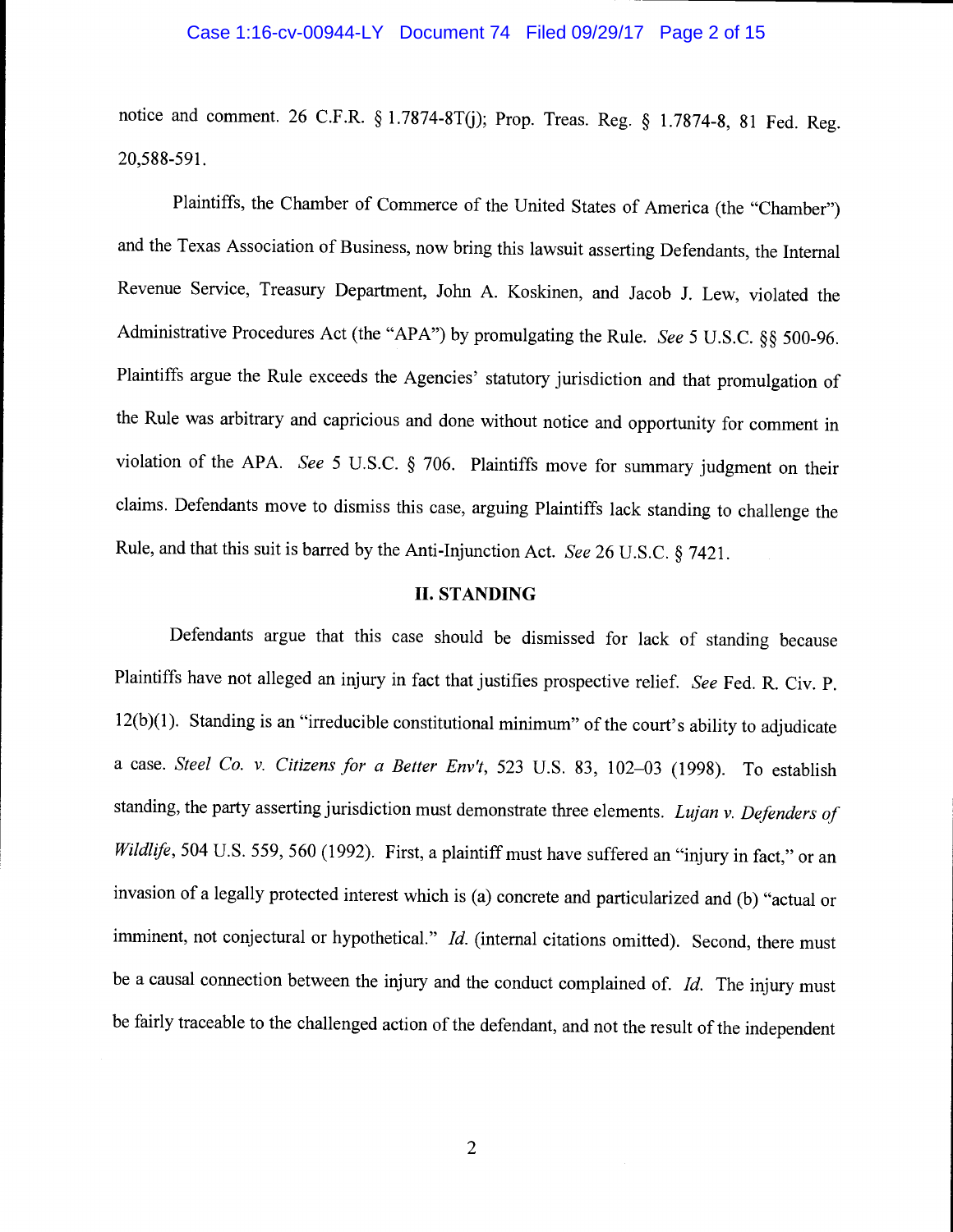notice and comment. 26 C.F.R. § 1.7874-8T(j); Prop. Treas. Reg. § 1.7874-8, 81 Fed. Reg. 20,588-591.

Plaintiffs, the Chamber of Commerce of the United States of America (the "Chamber") and the Texas Association of Business, now bring this lawsuit asserting Defendants, the Internal Revenue Service, Treasury Department, John A. Koskinen, and Jacob J. Lew, violated the Administrative Procedures Act (the "APA") by promulgating the Rule. *See* 5 U.S.C. §§ 500-96. Plaintiffs argue the Rule exceeds the Agencies' statutory jurisdiction and that promulgation of the Rule was arbitrary and capricious and done without notice and opportunity for comment in violation of the APA. *See* 5 U.S.C. § 706. Plaintiffs move for summary judgment on their claims. Defendants move to dismiss this case, arguing Plaintiffs lack standing to challenge the Rule, and that this suit is barred by the Anti-Injunction Act. *See* 26 U.S.C. § 7421.

## II. STANDING

Defendants argue that this case should be dismissed for lack of standing because Plaintiffs have not alleged an injury in fact that justifies prospective relief. *See* Fed. R. Civ. P. 12(b)(1). Standing is an "irreducible constitutional minimum" of the court's ability to adjudicate a case. *Steel Co. v. Citizens for a Better Env't*, 523 U.S. 83, 102–03 (1998). To establish standing, the party asserting jurisdiction must demonstrate three elements. *Lujan v. Defenders of Wildlife*, 504 U.S. 559, 560 (1992). First, a plaintiff must have suffered an "injury in fact," or an invasion of a legally protected interest which is (a) concrete and particularized and (b) "actual or imminent, not conjectural or hypothetical." *Id.* (internal citations omitted). Second, there must be a causal connection between the injury and the conduct complained of. *Id.* The injury must be fairly traceable to the challenged action of the defendant, and not the result of the independent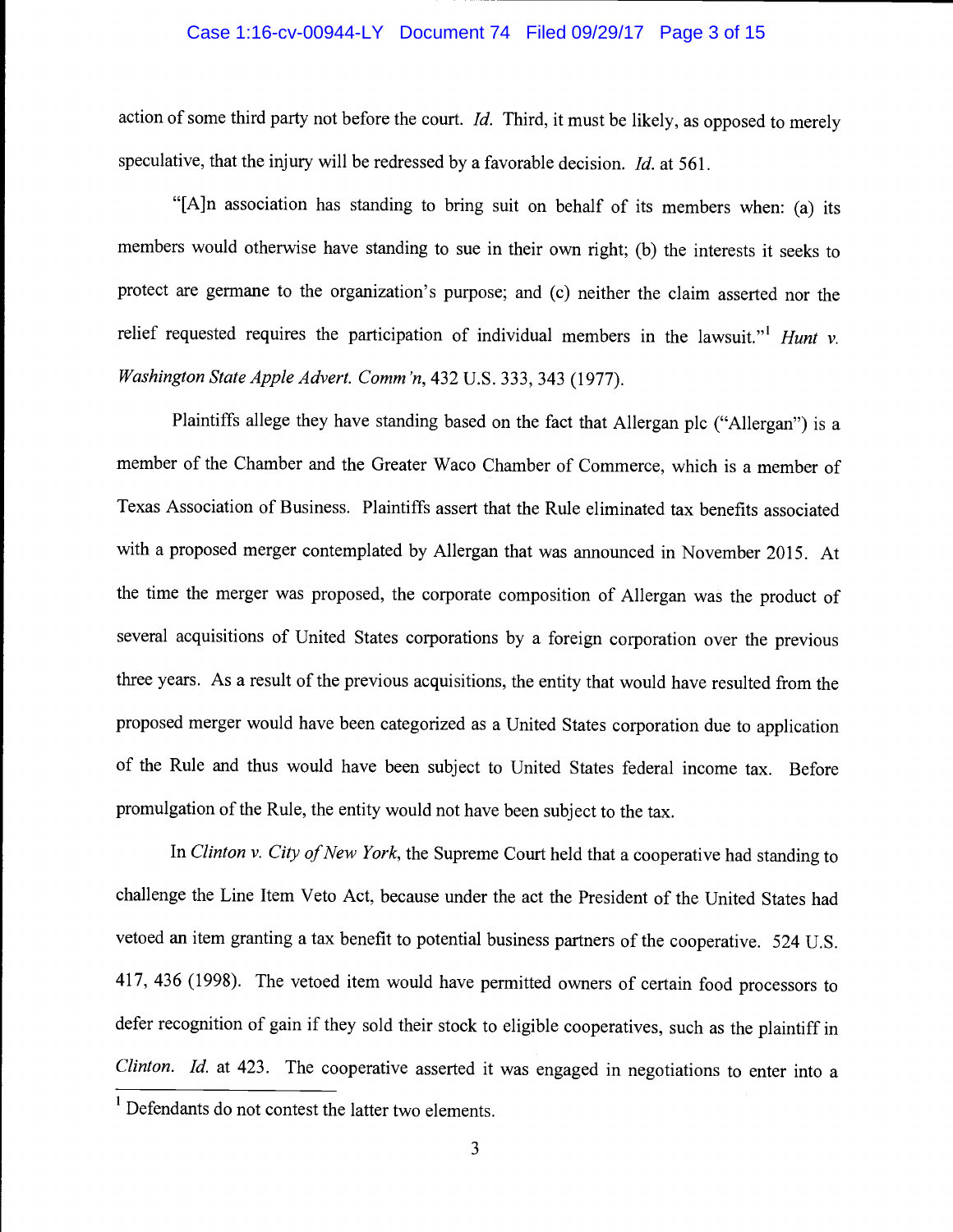action of some third party not before the court. *Id.* Third, it must be likely, as opposed to merely speculative, that the injury will be redressed by a favorable decision. *Id.* at 561.

"[A]n association has standing to bring suit on behalf of its members when: (a) its members would otherwise have standing to sue in their own right; (b) the interests it seeks to protect are germane to the organization's purpose; and (c) neither the claim asserted nor the relief requested requires the participation of individual members in the lawsuit."[1] *Hunt v. Washington State Apple Advert. Comm'n*, 432 U.S. 333, 343 (1977).

Plaintiffs allege they have standing based on the fact that Allergan plc ("Allergan") is a member of the Chamber and the Greater Waco Chamber of Commerce, which is a member of Texas Association of Business. Plaintiffs assert that the Rule eliminated tax benefits associated with a proposed merger contemplated by Allergan that was announced in November 2015. At the time the merger was proposed, the corporate composition of Allergan was the product of several acquisitions of United States corporations by a foreign corporation over the previous three years. As a result of the previous acquisitions, the entity that would have resulted from the proposed merger would have been categorized as a United States corporation due to application of the Rule and thus would have been subject to United States federal income tax. Before promulgation of the Rule, the entity would not have been subject to the tax.

In *Clinton v. City of New York*, the Supreme Court held that a cooperative had standing to challenge the Line Item Veto Act, because under the act the President of the United States had vetoed an item granting a tax benefit to potential business partners of the cooperative. 524 U.S. 417, 436 (1998). The vetoed item would have permitted owners of certain food processors to defer recognition of gain if they sold their stock to eligible cooperatives, such as the plaintiff in *Clinton*. *Id.* at 423. The cooperative asserted it was engaged in negotiations to enter into a

[1] Defendants do not contest the latter two elements.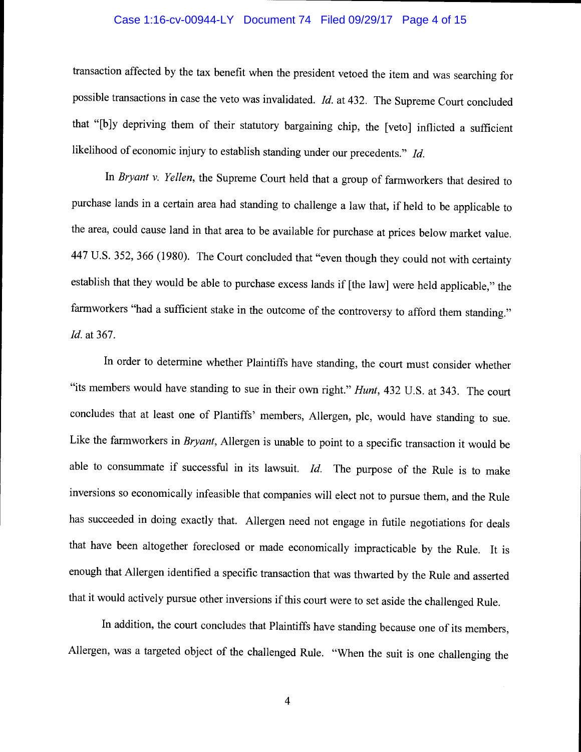transaction affected by the tax benefit when the president vetoed the item and was searching for possible transactions in case the veto was invalidated. *Id.* at 432. The Supreme Court concluded that "[b]y depriving them of their statutory bargaining chip, the [veto] inflicted a sufficient likelihood of economic injury to establish standing under our precedents." *Id.*

In *Bryant v. Yellen*, the Supreme Court held that a group of farmworkers that desired to purchase lands in a certain area had standing to challenge a law that, if held to be applicable to the area, could cause land in that area to be available for purchase at prices below market value. 447 U.S. 352, 366 (1980). The Court concluded that "even though they could not with certainty establish that they would be able to purchase excess lands if [the law] were held applicable," the farmworkers "had a sufficient stake in the outcome of the controversy to afford them standing." *Id.* at 367.

In order to determine whether Plaintiffs have standing, the court must consider whether "its members would have standing to sue in their own right." *Hunt*, 432 U.S. at 343. The court concludes that at least one of Plantiffs' members, Allergen, plc, would have standing to sue. Like the farmworkers in *Bryant*, Allergen is unable to point to a specific transaction it would be able to consummate if successful in its lawsuit. *Id.* The purpose of the Rule is to make inversions so economically infeasible that companies will elect not to pursue them, and the Rule has succeeded in doing exactly that. Allergen need not engage in futile negotiations for deals that have been altogether foreclosed or made economically impracticable by the Rule. It is enough that Allergen identified a specific transaction that was thwarted by the Rule and asserted that it would actively pursue other inversions if this court were to set aside the challenged Rule.

In addition, the court concludes that Plaintiffs have standing because one of its members, Allergen, was a targeted object of the challenged Rule. "When the suit is one challenging the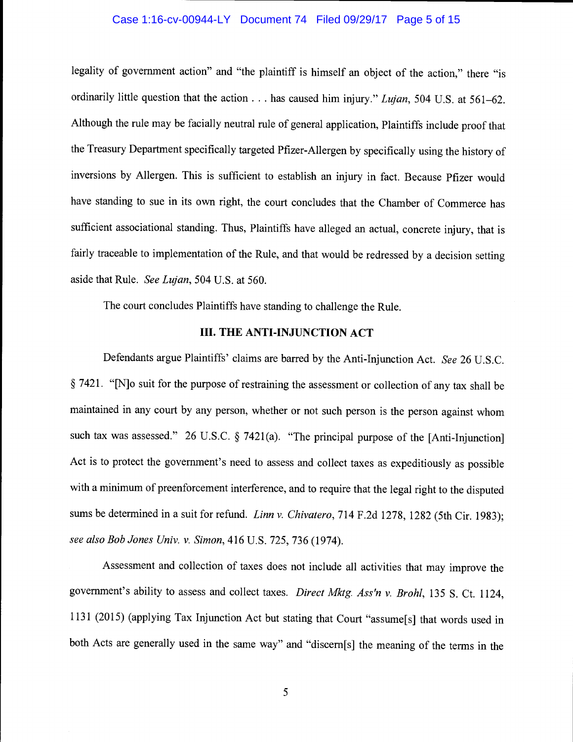legality of government action" and "the plaintiff is himself an object of the action," there "is ordinarily little question that the action . . . has caused him injury." *Lujan*, 504 U.S. at 561–62. Although the rule may be facially neutral rule of general application, Plaintiffs include proof that the Treasury Department specifically targeted Pfizer-Allergen by specifically using the history of inversions by Allergen. This is sufficient to establish an injury in fact. Because Pfizer would have standing to sue in its own right, the court concludes that the Chamber of Commerce has sufficient associational standing. Thus, Plaintiffs have alleged an actual, concrete injury, that is fairly traceable to implementation of the Rule, and that would be redressed by a decision setting aside that Rule. *See Lujan*, 504 U.S. at 560.

The court concludes Plaintiffs have standing to challenge the Rule.

## III. THE ANTI-INJUNCTION ACT

Defendants argue Plaintiffs' claims are barred by the Anti-Injunction Act. *See* 26 U.S.C. § 7421. "[N]o suit for the purpose of restraining the assessment or collection of any tax shall be maintained in any court by any person, whether or not such person is the person against whom such tax was assessed." 26 U.S.C. § 7421(a). "The principal purpose of the [Anti-Injunction] Act is to protect the government's need to assess and collect taxes as expeditiously as possible with a minimum of preenforcement interference, and to require that the legal right to the disputed sums be determined in a suit for refund. *Linn v. Chivatero*, 714 F.2d 1278, 1282 (5th Cir. 1983); *see also Bob Jones Univ. v. Simon*, 416 U.S. 725, 736 (1974).

Assessment and collection of taxes does not include all activities that may improve the government's ability to assess and collect taxes. *Direct Mktg. Ass'n v. Brohl*, 135 S. Ct. 1124, 1131 (2015) (applying Tax Injunction Act but stating that Court "assume[s] that words used in both Acts are generally used in the same way" and "discern[s] the meaning of the terms in the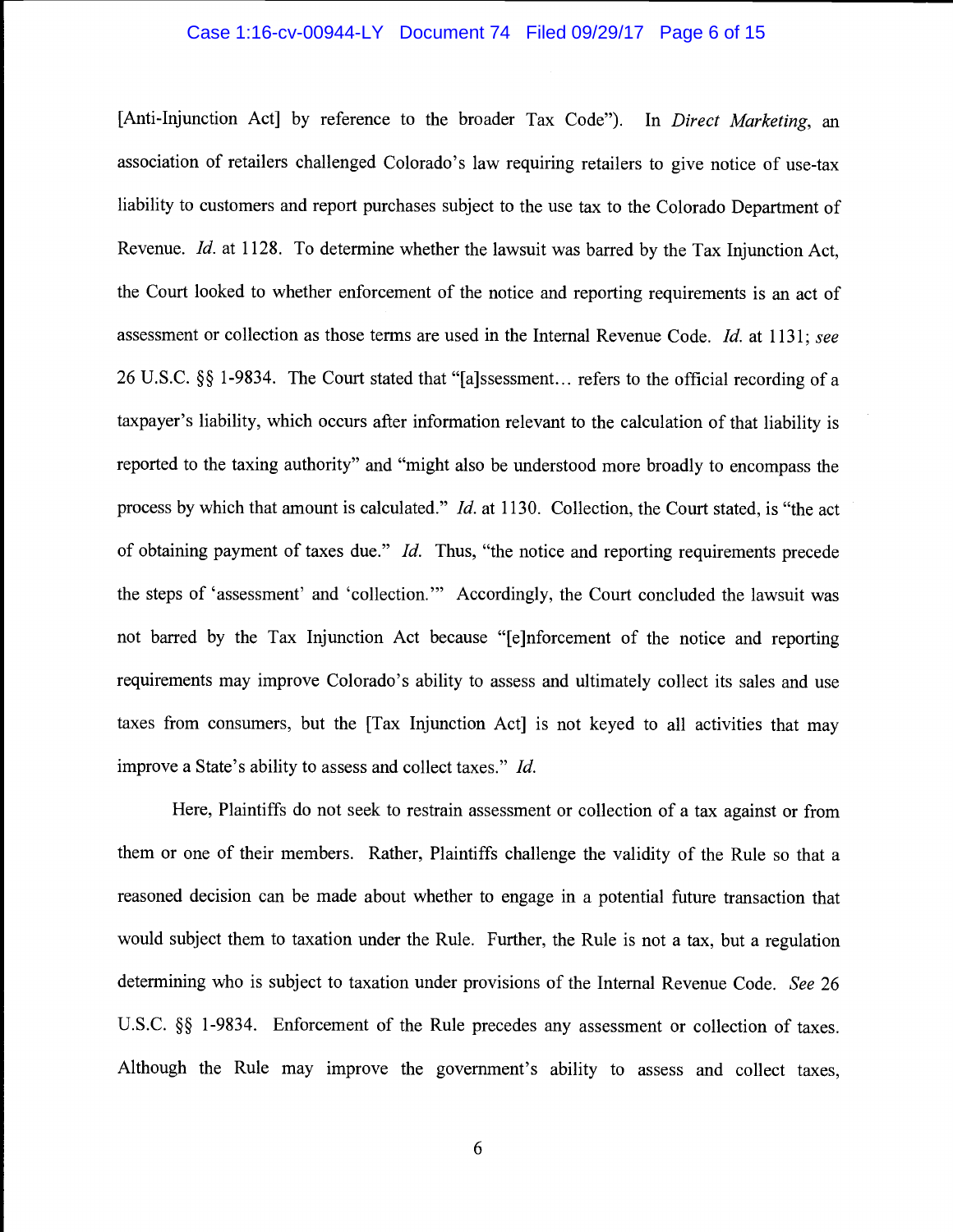[Anti-Injunction Act] by reference to the broader Tax Code"). In *Direct Marketing*, an association of retailers challenged Colorado's law requiring retailers to give notice of use-tax liability to customers and report purchases subject to the use tax to the Colorado Department of Revenue. *Id.* at 1128. To determine whether the lawsuit was barred by the Tax Injunction Act, the Court looked to whether enforcement of the notice and reporting requirements is an act of assessment or collection as those terms are used in the Internal Revenue Code. *Id.* at 1131; *see* 26 U.S.C. §§ 1-9834. The Court stated that "[a]ssessment… refers to the official recording of a taxpayer's liability, which occurs after information relevant to the calculation of that liability is reported to the taxing authority" and "might also be understood more broadly to encompass the process by which that amount is calculated." *Id.* at 1130. Collection, the Court stated, is "the act of obtaining payment of taxes due." *Id.* Thus, "the notice and reporting requirements precede the steps of 'assessment' and 'collection.'" Accordingly, the Court concluded the lawsuit was not barred by the Tax Injunction Act because "[e]nforcement of the notice and reporting requirements may improve Colorado's ability to assess and ultimately collect its sales and use taxes from consumers, but the [Tax Injunction Act] is not keyed to all activities that may improve a State's ability to assess and collect taxes." *Id.*

Here, Plaintiffs do not seek to restrain assessment or collection of a tax against or from them or one of their members. Rather, Plaintiffs challenge the validity of the Rule so that a reasoned decision can be made about whether to engage in a potential future transaction that would subject them to taxation under the Rule. Further, the Rule is not a tax, but a regulation determining who is subject to taxation under provisions of the Internal Revenue Code. *See* 26 U.S.C. §§ 1-9834. Enforcement of the Rule precedes any assessment or collection of taxes. Although the Rule may improve the government's ability to assess and collect taxes,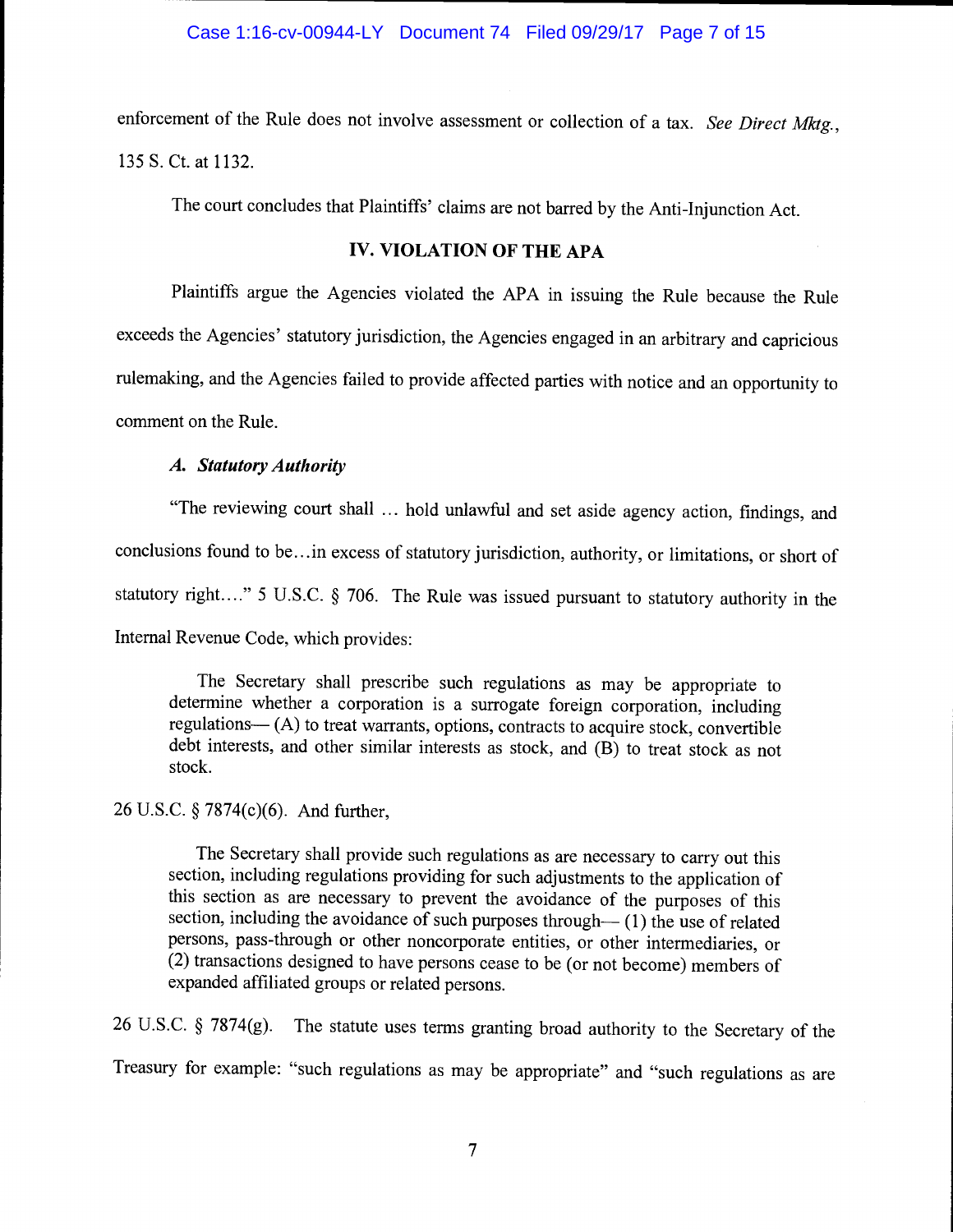enforcement of the Rule does not involve assessment or collection of a tax. *See Direct Mktg.*, 135 S. Ct. at 1132.

The court concludes that Plaintiffs' claims are not barred by the Anti-Injunction Act.

## IV. VIOLATION OF THE APA

Plaintiffs argue the Agencies violated the APA in issuing the Rule because the Rule exceeds the Agencies' statutory jurisdiction, the Agencies engaged in an arbitrary and capricious rulemaking, and the Agencies failed to provide affected parties with notice and an opportunity to comment on the Rule.

### *A. Statutory Authority*

"The reviewing court shall … hold unlawful and set aside agency action, findings, and conclusions found to be…in excess of statutory jurisdiction, authority, or limitations, or short of statutory right…." 5 U.S.C. § 706. The Rule was issued pursuant to statutory authority in the Internal Revenue Code, which provides:

> The Secretary shall prescribe such regulations as may be appropriate to determine whether a corporation is a surrogate foreign corporation, including regulations— (A) to treat warrants, options, contracts to acquire stock, convertible debt interests, and other similar interests as stock, and (B) to treat stock as not stock.

26 U.S.C. § 7874(c)(6). And further,

> The Secretary shall provide such regulations as are necessary to carry out this section, including regulations providing for such adjustments to the application of this section as are necessary to prevent the avoidance of the purposes of this section, including the avoidance of such purposes through— (1) the use of related persons, pass-through or other noncorporate entities, or other intermediaries, or (2) transactions designed to have persons cease to be (or not become) members of expanded affiliated groups or related persons.

26 U.S.C. § 7874(g). The statute uses terms granting broad authority to the Secretary of the Treasury for example: "such regulations as may be appropriate" and "such regulations as are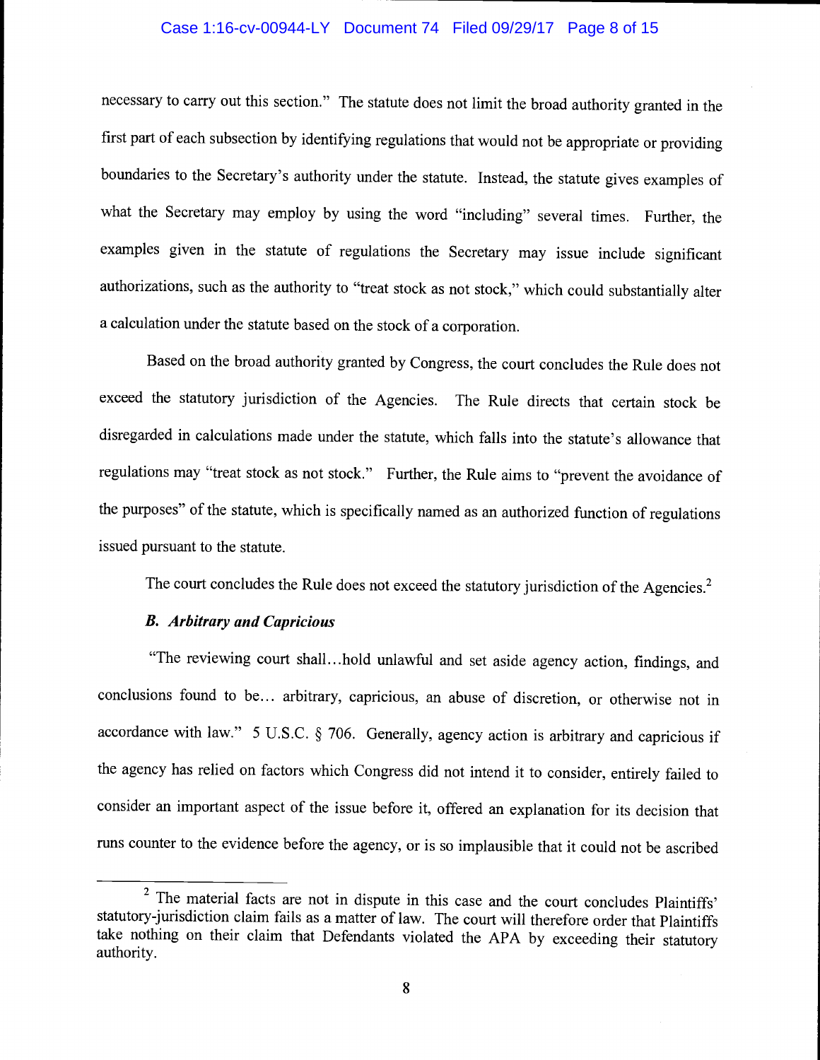necessary to carry out this section." The statute does not limit the broad authority granted in the first part of each subsection by identifying regulations that would not be appropriate or providing boundaries to the Secretary's authority under the statute. Instead, the statute gives examples of what the Secretary may employ by using the word "including" several times. Further, the examples given in the statute of regulations the Secretary may issue include significant authorizations, such as the authority to "treat stock as not stock," which could substantially alter a calculation under the statute based on the stock of a corporation.

Based on the broad authority granted by Congress, the court concludes the Rule does not exceed the statutory jurisdiction of the Agencies. The Rule directs that certain stock be disregarded in calculations made under the statute, which falls into the statute's allowance that regulations may "treat stock as not stock." Further, the Rule aims to "prevent the avoidance of the purposes" of the statute, which is specifically named as an authorized function of regulations issued pursuant to the statute.

The court concludes the Rule does not exceed the statutory jurisdiction of the Agencies.[2]

### *B. Arbitrary and Capricious*

"The reviewing court shall...hold unlawful and set aside agency action, findings, and conclusions found to be... arbitrary, capricious, an abuse of discretion, or otherwise not in accordance with law." 5 U.S.C. § 706. Generally, agency action is arbitrary and capricious if the agency has relied on factors which Congress did not intend it to consider, entirely failed to consider an important aspect of the issue before it, offered an explanation for its decision that runs counter to the evidence before the agency, or is so implausible that it could not be ascribed

---

[2] The material facts are not in dispute in this case and the court concludes Plaintiffs' statutory-jurisdiction claim fails as a matter of law. The court will therefore order that Plaintiffs take nothing on their claim that Defendants violated the APA by exceeding their statutory authority.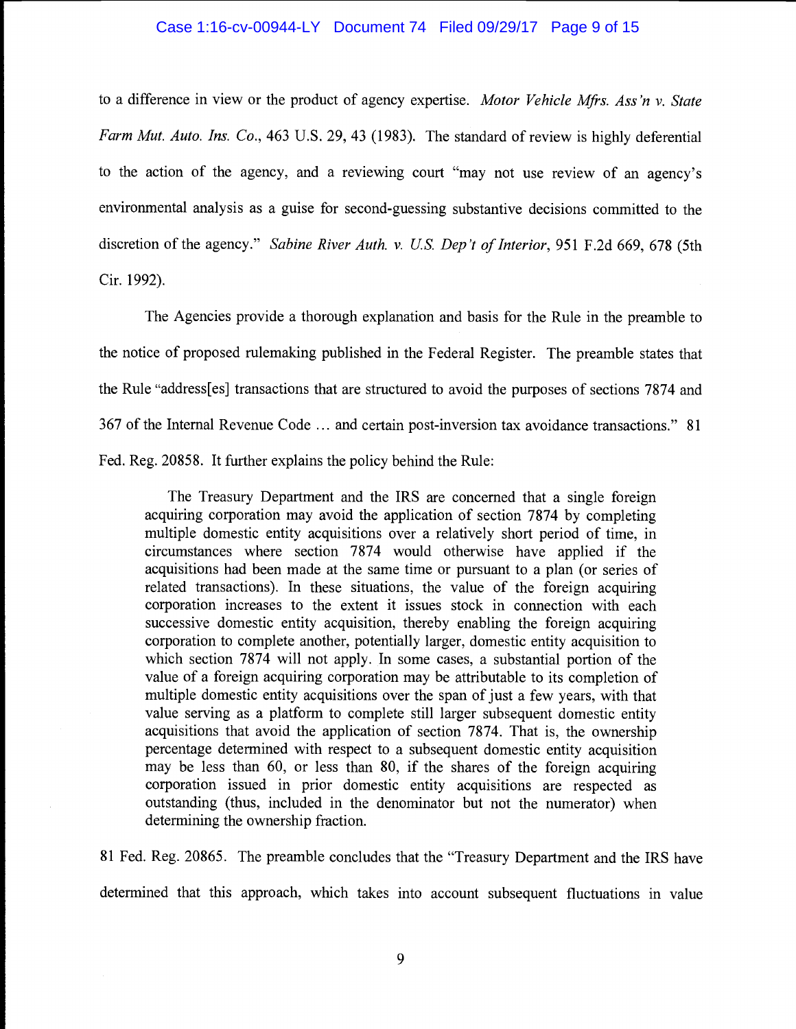to a difference in view or the product of agency expertise. *Motor Vehicle Mfrs. Ass'n v. State Farm Mut. Auto. Ins. Co.*, 463 U.S. 29, 43 (1983). The standard of review is highly deferential to the action of the agency, and a reviewing court "may not use review of an agency's environmental analysis as a guise for second-guessing substantive decisions committed to the discretion of the agency." *Sabine River Auth. v. U.S. Dep't of Interior*, 951 F.2d 669, 678 (5th Cir. 1992).

The Agencies provide a thorough explanation and basis for the Rule in the preamble to the notice of proposed rulemaking published in the Federal Register. The preamble states that the Rule "address[es] transactions that are structured to avoid the purposes of sections 7874 and 367 of the Internal Revenue Code … and certain post-inversion tax avoidance transactions." 81 Fed. Reg. 20858. It further explains the policy behind the Rule:

> The Treasury Department and the IRS are concerned that a single foreign acquiring corporation may avoid the application of section 7874 by completing multiple domestic entity acquisitions over a relatively short period of time, in circumstances where section 7874 would otherwise have applied if the acquisitions had been made at the same time or pursuant to a plan (or series of related transactions). In these situations, the value of the foreign acquiring corporation increases to the extent it issues stock in connection with each successive domestic entity acquisition, thereby enabling the foreign acquiring corporation to complete another, potentially larger, domestic entity acquisition to which section 7874 will not apply. In some cases, a substantial portion of the value of a foreign acquiring corporation may be attributable to its completion of multiple domestic entity acquisitions over the span of just a few years, with that value serving as a platform to complete still larger subsequent domestic entity acquisitions that avoid the application of section 7874. That is, the ownership percentage determined with respect to a subsequent domestic entity acquisition may be less than 60, or less than 80, if the shares of the foreign acquiring corporation issued in prior domestic entity acquisitions are respected as outstanding (thus, included in the denominator but not the numerator) when determining the ownership fraction.

81 Fed. Reg. 20865. The preamble concludes that the "Treasury Department and the IRS have determined that this approach, which takes into account subsequent fluctuations in value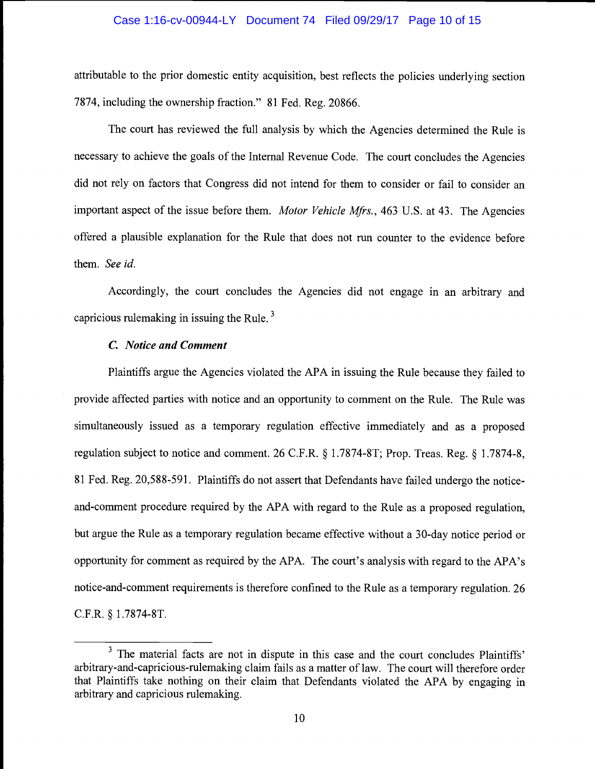attributable to the prior domestic entity acquisition, best reflects the policies underlying section 7874, including the ownership fraction." 81 Fed. Reg. 20866.

The court has reviewed the full analysis by which the Agencies determined the Rule is necessary to achieve the goals of the Internal Revenue Code. The court concludes the Agencies did not rely on factors that Congress did not intend for them to consider or fail to consider an important aspect of the issue before them. *Motor Vehicle Mfrs.*, 463 U.S. at 43. The Agencies offered a plausible explanation for the Rule that does not run counter to the evidence before them. *See id.*

Accordingly, the court concludes the Agencies did not engage in an arbitrary and capricious rulemaking in issuing the Rule. [3]

### *C. Notice and Comment*

Plaintiffs argue the Agencies violated the APA in issuing the Rule because they failed to provide affected parties with notice and an opportunity to comment on the Rule. The Rule was simultaneously issued as a temporary regulation effective immediately and as a proposed regulation subject to notice and comment. 26 C.F.R. § 1.7874-8T; Prop. Treas. Reg. § 1.7874-8, 81 Fed. Reg. 20,588-591. Plaintiffs do not assert that Defendants have failed undergo the notice-and-comment procedure required by the APA with regard to the Rule as a proposed regulation, but argue the Rule as a temporary regulation became effective without a 30-day notice period or opportunity for comment as required by the APA. The court's analysis with regard to the APA's notice-and-comment requirements is therefore confined to the Rule as a temporary regulation. 26 C.F.R. § 1.7874-8T.

---

[3] The material facts are not in dispute in this case and the court concludes Plaintiffs' arbitrary-and-capricious-rulemaking claim fails as a matter of law. The court will therefore order that Plaintiffs take nothing on their claim that Defendants violated the APA by engaging in arbitrary and capricious rulemaking.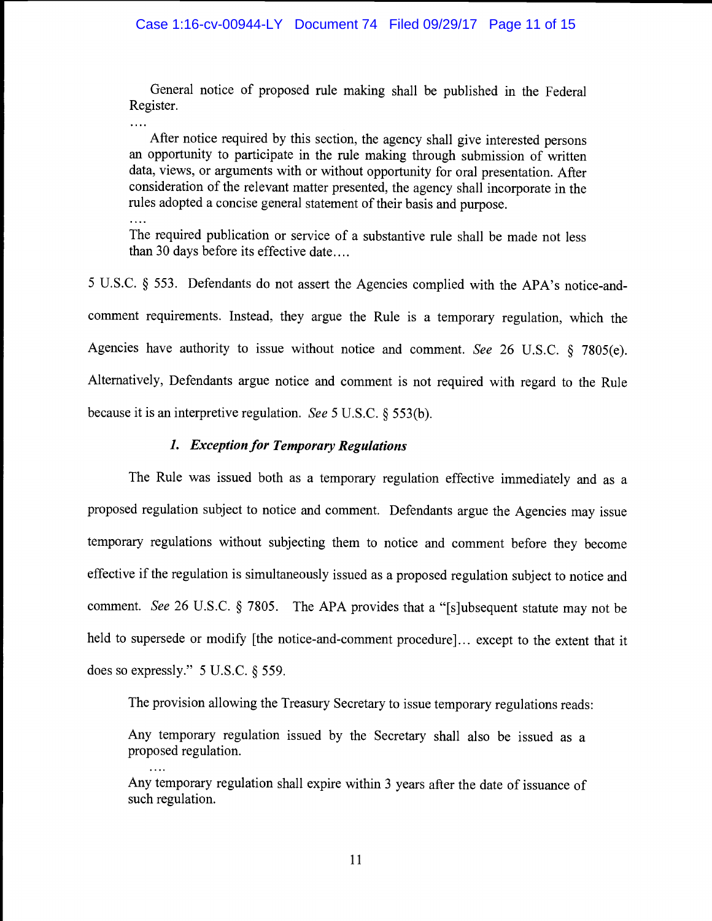> General notice of proposed rule making shall be published in the Federal Register.
>
> ....
>
> After notice required by this section, the agency shall give interested persons an opportunity to participate in the rule making through submission of written data, views, or arguments with or without opportunity for oral presentation. After consideration of the relevant matter presented, the agency shall incorporate in the rules adopted a concise general statement of their basis and purpose.
>
> ....
>
> The required publication or service of a substantive rule shall be made not less than 30 days before its effective date....

5 U.S.C. § 553. Defendants do not assert the Agencies complied with the APA's notice-and-comment requirements. Instead, they argue the Rule is a temporary regulation, which the Agencies have authority to issue without notice and comment. *See* 26 U.S.C. § 7805(e). Alternatively, Defendants argue notice and comment is not required with regard to the Rule because it is an interpretive regulation. *See* 5 U.S.C. § 553(b).

### *1. Exception for Temporary Regulations*

The Rule was issued both as a temporary regulation effective immediately and as a proposed regulation subject to notice and comment. Defendants argue the Agencies may issue temporary regulations without subjecting them to notice and comment before they become effective if the regulation is simultaneously issued as a proposed regulation subject to notice and comment. *See* 26 U.S.C. § 7805. The APA provides that a "[s]ubsequent statute may not be held to supersede or modify [the notice-and-comment procedure]... except to the extent that it does so expressly." 5 U.S.C. § 559.

The provision allowing the Treasury Secretary to issue temporary regulations reads:

> Any temporary regulation issued by the Secretary shall also be issued as a proposed regulation.
>
> ....
>
> Any temporary regulation shall expire within 3 years after the date of issuance of such regulation.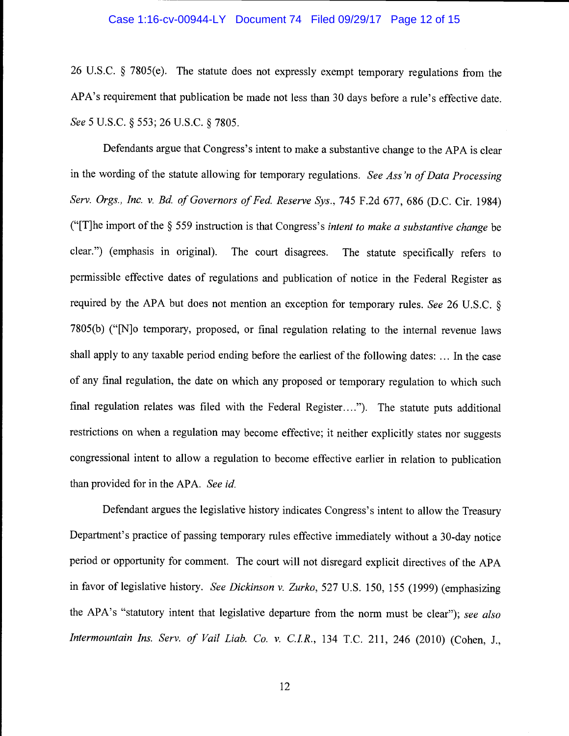26 U.S.C. § 7805(e). The statute does not expressly exempt temporary regulations from the APA's requirement that publication be made not less than 30 days before a rule's effective date. *See* 5 U.S.C. § 553; 26 U.S.C. § 7805.

Defendants argue that Congress's intent to make a substantive change to the APA is clear in the wording of the statute allowing for temporary regulations. *See Ass'n of Data Processing Serv. Orgs., Inc. v. Bd. of Governors of Fed. Reserve Sys.*, 745 F.2d 677, 686 (D.C. Cir. 1984) ("[T]he import of the § 559 instruction is that Congress's *intent to make a substantive change* be clear.") (emphasis in original). The court disagrees. The statute specifically refers to permissible effective dates of regulations and publication of notice in the Federal Register as required by the APA but does not mention an exception for temporary rules. *See* 26 U.S.C. § 7805(b) ("[N]o temporary, proposed, or final regulation relating to the internal revenue laws shall apply to any taxable period ending before the earliest of the following dates: … In the case of any final regulation, the date on which any proposed or temporary regulation to which such final regulation relates was filed with the Federal Register…."). The statute puts additional restrictions on when a regulation may become effective; it neither explicitly states nor suggests congressional intent to allow a regulation to become effective earlier in relation to publication than provided for in the APA. *See id.*

Defendant argues the legislative history indicates Congress's intent to allow the Treasury Department's practice of passing temporary rules effective immediately without a 30-day notice period or opportunity for comment. The court will not disregard explicit directives of the APA in favor of legislative history. *See Dickinson v. Zurko*, 527 U.S. 150, 155 (1999) (emphasizing the APA's "statutory intent that legislative departure from the norm must be clear"); *see also Intermountain Ins. Serv. of Vail Liab. Co. v. C.I.R.*, 134 T.C. 211, 246 (2010) (Cohen, J.,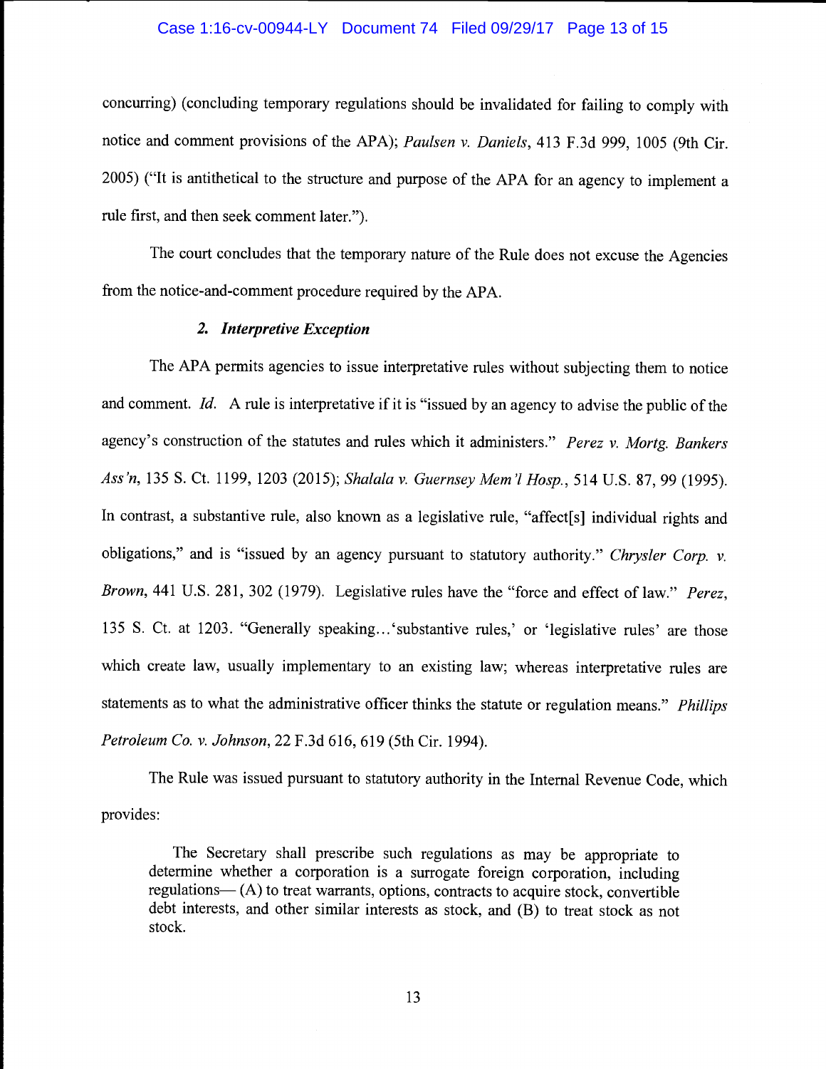concurring) (concluding temporary regulations should be invalidated for failing to comply with notice and comment provisions of the APA); *Paulsen v. Daniels*, 413 F.3d 999, 1005 (9th Cir. 2005) ("It is antithetical to the structure and purpose of the APA for an agency to implement a rule first, and then seek comment later.").

The court concludes that the temporary nature of the Rule does not excuse the Agencies from the notice-and-comment procedure required by the APA.

### 2. *Interpretive Exception*

The APA permits agencies to issue interpretative rules without subjecting them to notice and comment. *Id.* A rule is interpretative if it is "issued by an agency to advise the public of the agency's construction of the statutes and rules which it administers." *Perez v. Mortg. Bankers Ass'n*, 135 S. Ct. 1199, 1203 (2015); *Shalala v. Guernsey Mem'l Hosp.*, 514 U.S. 87, 99 (1995). In contrast, a substantive rule, also known as a legislative rule, "affect[s] individual rights and obligations," and is "issued by an agency pursuant to statutory authority." *Chrysler Corp. v. Brown*, 441 U.S. 281, 302 (1979). Legislative rules have the "force and effect of law." *Perez*, 135 S. Ct. at 1203. "Generally speaking…'substantive rules,' or 'legislative rules' are those which create law, usually implementary to an existing law; whereas interpretative rules are statements as to what the administrative officer thinks the statute or regulation means." *Phillips Petroleum Co. v. Johnson*, 22 F.3d 616, 619 (5th Cir. 1994).

The Rule was issued pursuant to statutory authority in the Internal Revenue Code, which provides:

> The Secretary shall prescribe such regulations as may be appropriate to determine whether a corporation is a surrogate foreign corporation, including regulations— (A) to treat warrants, options, contracts to acquire stock, convertible debt interests, and other similar interests as stock, and (B) to treat stock as not stock.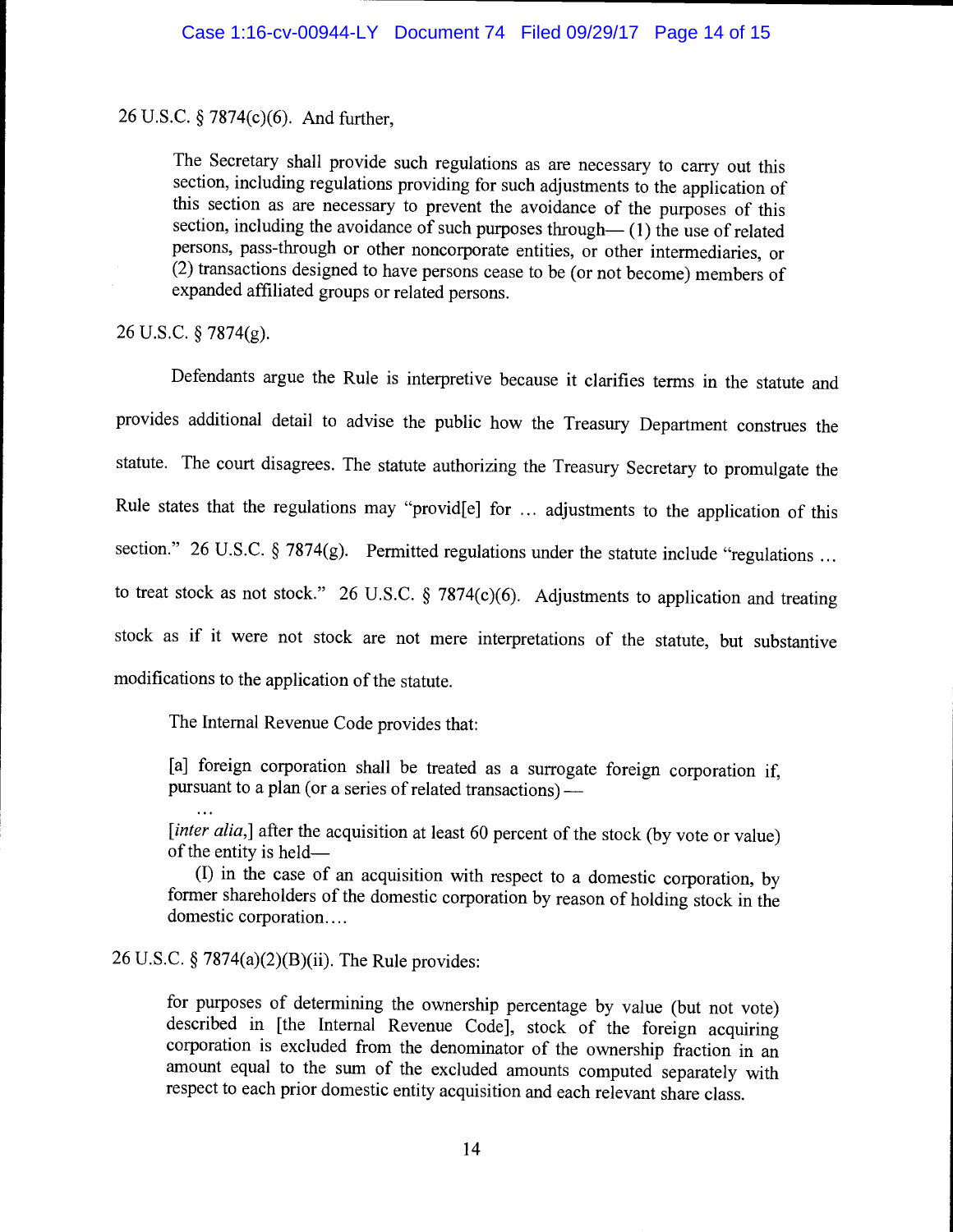26 U.S.C. § 7874(c)(6). And further,

> The Secretary shall provide such regulations as are necessary to carry out this section, including regulations providing for such adjustments to the application of this section as are necessary to prevent the avoidance of the purposes of this section, including the avoidance of such purposes through— (1) the use of related persons, pass-through or other noncorporate entities, or other intermediaries, or (2) transactions designed to have persons cease to be (or not become) members of expanded affiliated groups or related persons.

26 U.S.C. § 7874(g).

Defendants argue the Rule is interpretive because it clarifies terms in the statute and provides additional detail to advise the public how the Treasury Department construes the statute. The court disagrees. The statute authorizing the Treasury Secretary to promulgate the Rule states that the regulations may "provid[e] for … adjustments to the application of this section." 26 U.S.C. § 7874(g). Permitted regulations under the statute include "regulations … to treat stock as not stock." 26 U.S.C. § 7874(c)(6). Adjustments to application and treating stock as if it were not stock are not mere interpretations of the statute, but substantive modifications to the application of the statute.

The Internal Revenue Code provides that:

> [a] foreign corporation shall be treated as a surrogate foreign corporation if, pursuant to a plan (or a series of related transactions) —
>
> …
>
> [*inter alia*,] after the acquisition at least 60 percent of the stock (by vote or value) of the entity is held—
>
> (I) in the case of an acquisition with respect to a domestic corporation, by former shareholders of the domestic corporation by reason of holding stock in the domestic corporation….

26 U.S.C. § 7874(a)(2)(B)(ii). The Rule provides:

> for purposes of determining the ownership percentage by value (but not vote) described in [the Internal Revenue Code], stock of the foreign acquiring corporation is excluded from the denominator of the ownership fraction in an amount equal to the sum of the excluded amounts computed separately with respect to each prior domestic entity acquisition and each relevant share class.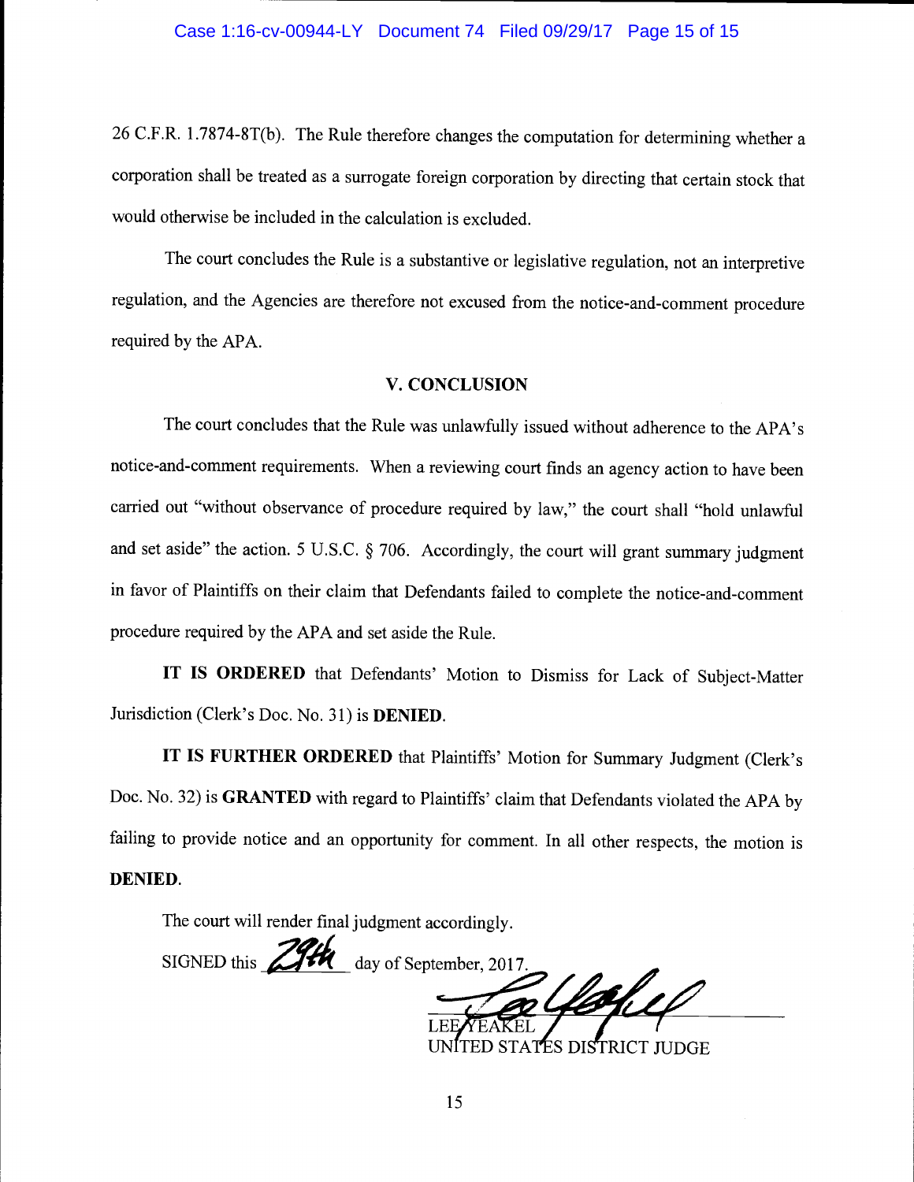26 C.F.R. 1.7874-8T(b). The Rule therefore changes the computation for determining whether a corporation shall be treated as a surrogate foreign corporation by directing that certain stock that would otherwise be included in the calculation is excluded.

The court concludes the Rule is a substantive or legislative regulation, not an interpretive regulation, and the Agencies are therefore not excused from the notice-and-comment procedure required by the APA.

## V. CONCLUSION

The court concludes that the Rule was unlawfully issued without adherence to the APA's notice-and-comment requirements. When a reviewing court finds an agency action to have been carried out "without observance of procedure required by law," the court shall "hold unlawful and set aside" the action. 5 U.S.C. § 706. Accordingly, the court will grant summary judgment in favor of Plaintiffs on their claim that Defendants failed to complete the notice-and-comment procedure required by the APA and set aside the Rule.

**IT IS ORDERED** that Defendants' Motion to Dismiss for Lack of Subject-Matter Jurisdiction (Clerk's Doc. No. 31) is **DENIED**.

**IT IS FURTHER ORDERED** that Plaintiffs' Motion for Summary Judgment (Clerk's Doc. No. 32) is **GRANTED** with regard to Plaintiffs' claim that Defendants violated the APA by failing to provide notice and an opportunity for comment. In all other respects, the motion is **DENIED**.

The court will render final judgment accordingly.

SIGNED this 29th day of September, 2017.

LEE YEAKEL
UNITED STATES DISTRICT JUDGE